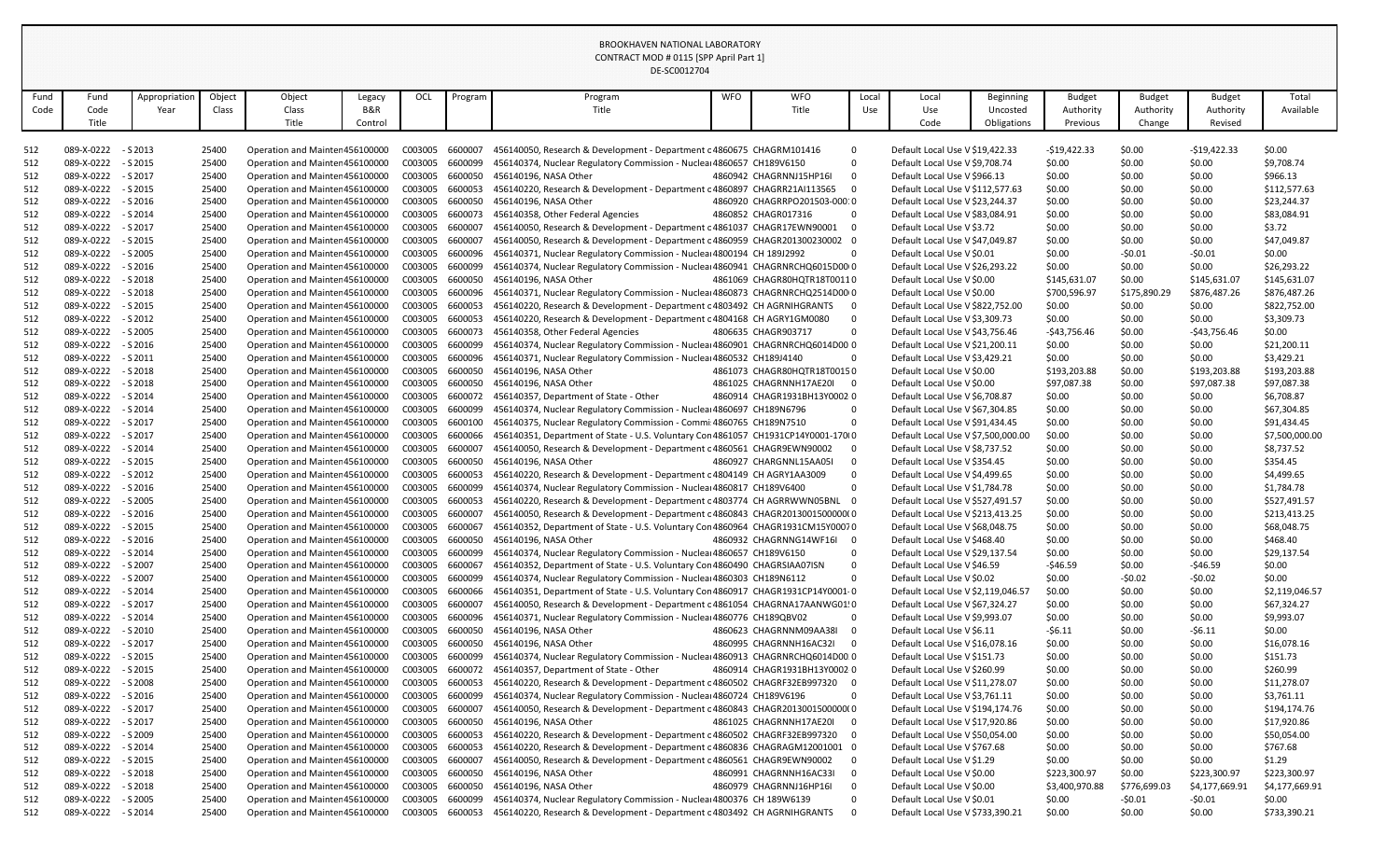BROOKHAVEN NATIONAL LABORATORY
CONTRACT MOD # 0115 [SPP April Part 1]
DE-SC0012704

| Fund Code | Fund Code Title | Appropriation Year | Object Class | Object Class Title | Legacy B&R Control | OCL | Program | Program Title | WFO | WFO Title | Local Use | Local Use Code | Beginning Uncosted Obligations | Budget Authority Previous | Budget Authority Change | Budget Authority Revised | Total Available |
|---|---|---|---|---|---|---|---|---|---|---|---|---|---|---|---|---|---|
| 512 | 089-X-0222 | - S 2013 | 25400 | Operation and Mainten456100000 | | C003005 | 6600007 | 456140050, Research & Development - Department c4860675 | | CHAGRM101416 | 0 | Default Local Use V | $19,422.33 | -$19,422.33 | $0.00 | -$19,422.33 | $0.00 |
| 512 | 089-X-0222 | - S 2015 | 25400 | Operation and Mainten456100000 | | C003005 | 6600099 | 456140374, Nuclear Regulatory Commission - Nuclea4860657 | | CH189V6150 | 0 | Default Local Use V | $9,708.74 | $0.00 | $0.00 | $0.00 | $9,708.74 |
| 512 | 089-X-0222 | - S 2017 | 25400 | Operation and Mainten456100000 | | C003005 | 6600050 | 456140196, NASA Other | 4860942 | CHAGRNNJ15HP16I | 0 | Default Local Use V | $966.13 | $0.00 | $0.00 | $0.00 | $966.13 |
| 512 | 089-X-0222 | - S 2015 | 25400 | Operation and Mainten456100000 | | C003005 | 6600053 | 456140220, Research & Development - Department c4860897 | | CHAGRF21AI113565 | 0 | Default Local Use V | $112,577.63 | $0.00 | $0.00 | $0.00 | $112,577.63 |
| 512 | 089-X-0222 | - S 2016 | 25400 | Operation and Mainten456100000 | | C003005 | 6600050 | 456140196, NASA Other | 4860920 | CHAGRRPO201503-000 | 0 | Default Local Use V | $23,244.37 | $0.00 | $0.00 | $0.00 | $23,244.37 |
| 512 | 089-X-0222 | - S 2014 | 25400 | Operation and Mainten456100000 | | C003005 | 6600073 | 456140358, Other Federal Agencies | 4860852 | CHAGR017316 | 0 | Default Local Use V | $83,084.91 | $0.00 | $0.00 | $0.00 | $83,084.91 |
| 512 | 089-X-0222 | - S 2017 | 25400 | Operation and Mainten456100000 | | C003005 | 6600007 | 456140050, Research & Development - Department c4861037 | | CHAGR17EWN90001 | 0 | Default Local Use V | $3.72 | $0.00 | $0.00 | $0.00 | $3.72 |
| 512 | 089-X-0222 | - S 2015 | 25400 | Operation and Mainten456100000 | | C003005 | 6600007 | 456140050, Research & Development - Department c4860959 | | CHAGR201300230002 | 0 | Default Local Use V | $47,049.87 | $0.00 | $0.00 | $0.00 | $47,049.87 |
| 512 | 089-X-0222 | - S 2005 | 25400 | Operation and Mainten456100000 | | C003005 | 6600096 | 456140371, Nuclear Regulatory Commission - Nuclea4800194 | | CH 189J2992 | 0 | Default Local Use V | $0.01 | $0.00 | -$0.01 | -$0.01 | $0.00 |
| 512 | 089-X-0222 | - S 2016 | 25400 | Operation and Mainten456100000 | | C003005 | 6600099 | 456140374, Nuclear Regulatory Commission - Nuclea4860941 | | CHAGRNRCHQ6015D00 | 0 | Default Local Use V | $26,293.22 | $0.00 | $0.00 | $0.00 | $26,293.22 |
| 512 | 089-X-0222 | - S 2018 | 25400 | Operation and Mainten456100000 | | C003005 | 6600050 | 456140196, NASA Other | 4861069 | CHAGR80HQTR18T0011 | 0 | Default Local Use V | $0.00 | $145,631.07 | $0.00 | $145,631.07 | $145,631.07 |
| 512 | 089-X-0222 | - S 2018 | 25400 | Operation and Mainten456100000 | | C003005 | 6600096 | 456140371, Nuclear Regulatory Commission - Nuclea4860873 | | CHAGRNRCHQ2514D00 | 0 | Default Local Use V | $0.00 | $700,596.97 | $175,890.29 | $876,487.26 | $876,487.26 |
| 512 | 089-X-0222 | - S 2015 | 25400 | Operation and Mainten456100000 | | C003005 | 6600053 | 456140220, Research & Development - Department c4803492 | | CH AGRNIHGRANTS | 0 | Default Local Use V | $822,752.00 | $0.00 | $0.00 | $0.00 | $822,752.00 |
| 512 | 089-X-0222 | - S 2012 | 25400 | Operation and Mainten456100000 | | C003005 | 6600053 | 456140220, Research & Development - Department c4804168 | | CH AGRY1GM0080 | 0 | Default Local Use V | $3,309.73 | $0.00 | $0.00 | $0.00 | $3,309.73 |
| 512 | 089-X-0222 | - S 2005 | 25400 | Operation and Mainten456100000 | | C003005 | 6600073 | 456140358, Other Federal Agencies | 4806635 | CHAGR903717 | 0 | Default Local Use V | $43,756.46 | -$43,756.46 | $0.00 | -$43,756.46 | $0.00 |
| 512 | 089-X-0222 | - S 2016 | 25400 | Operation and Mainten456100000 | | C003005 | 6600099 | 456140374, Nuclear Regulatory Commission - Nuclea4860901 | | CHAGRNRCHQ6014D00 | 0 | Default Local Use V | $21,200.11 | $0.00 | $0.00 | $0.00 | $21,200.11 |
| 512 | 089-X-0222 | - S 2011 | 25400 | Operation and Mainten456100000 | | C003005 | 6600096 | 456140371, Nuclear Regulatory Commission - Nuclea4860532 | | CH189J4140 | 0 | Default Local Use V | $3,429.21 | $0.00 | $0.00 | $0.00 | $3,429.21 |
| 512 | 089-X-0222 | - S 2018 | 25400 | Operation and Mainten456100000 | | C003005 | 6600050 | 456140196, NASA Other | 4861073 | CHAGR80HQTR18T0015 | 0 | Default Local Use V | $0.00 | $193,203.88 | $0.00 | $193,203.88 | $193,203.88 |
| 512 | 089-X-0222 | - S 2018 | 25400 | Operation and Mainten456100000 | | C003005 | 6600050 | 456140196, NASA Other | 4861025 | CHAGRNNH17AE20I | 0 | Default Local Use V | $0.00 | $97,087.38 | $0.00 | $97,087.38 | $97,087.38 |
| 512 | 089-X-0222 | - S 2014 | 25400 | Operation and Mainten456100000 | | C003005 | 6600072 | 456140357, Department of State - Other | 4860914 | CHAGR1931BH13Y0002 | 0 | Default Local Use V | $6,708.87 | $0.00 | $0.00 | $0.00 | $6,708.87 |
| 512 | 089-X-0222 | - S 2014 | 25400 | Operation and Mainten456100000 | | C003005 | 6600099 | 456140374, Nuclear Regulatory Commission - Nuclea4860697 | | CH189N6796 | 0 | Default Local Use V | $67,304.85 | $0.00 | $0.00 | $0.00 | $67,304.85 |
| 512 | 089-X-0222 | - S 2017 | 25400 | Operation and Mainten456100000 | | C003005 | 6600100 | 456140375, Nuclear Regulatory Commission - Commi4860765 | | CH189N7510 | 0 | Default Local Use V | $91,434.45 | $0.00 | $0.00 | $0.00 | $91,434.45 |
| 512 | 089-X-0222 | - S 2017 | 25400 | Operation and Mainten456100000 | | C003005 | 6600066 | 456140351, Department of State - U.S. Voluntary Con4861057 | | CH1931CP14Y0001-170 | 0 | Default Local Use V | $7,500,000.00 | $0.00 | $0.00 | $0.00 | $7,500,000.00 |
| 512 | 089-X-0222 | - S 2014 | 25400 | Operation and Mainten456100000 | | C003005 | 6600007 | 456140050, Research & Development - Department c4860561 | | CHAGR9EWN90002 | 0 | Default Local Use V | $8,737.52 | $0.00 | $0.00 | $0.00 | $8,737.52 |
| 512 | 089-X-0222 | - S 2015 | 25400 | Operation and Mainten456100000 | | C003005 | 6600050 | 456140196, NASA Other | 4860927 | CHARGNNL15AA05I | 0 | Default Local Use V | $354.45 | $0.00 | $0.00 | $0.00 | $354.45 |
| 512 | 089-X-0222 | - S 2012 | 25400 | Operation and Mainten456100000 | | C003005 | 6600053 | 456140220, Research & Development - Department c4804149 | | CH AGRY1AA3009 | 0 | Default Local Use V | $4,499.65 | $0.00 | $0.00 | $0.00 | $4,499.65 |
| 512 | 089-X-0222 | - S 2016 | 25400 | Operation and Mainten456100000 | | C003005 | 6600099 | 456140374, Nuclear Regulatory Commission - Nuclea4860817 | | CH189V6400 | 0 | Default Local Use V | $1,784.78 | $0.00 | $0.00 | $0.00 | $1,784.78 |
| 512 | 089-X-0222 | - S 2005 | 25400 | Operation and Mainten456100000 | | C003005 | 6600053 | 456140220, Research & Development - Department c4803774 | | CH AGRRWWN05BNL | 0 | Default Local Use V | $527,491.57 | $0.00 | $0.00 | $0.00 | $527,491.57 |
| 512 | 089-X-0222 | - S 2016 | 25400 | Operation and Mainten456100000 | | C003005 | 6600007 | 456140050, Research & Development - Department c4860843 | | CHAGR2013001500000 | 0 | Default Local Use V | $213,413.25 | $0.00 | $0.00 | $0.00 | $213,413.25 |
| 512 | 089-X-0222 | - S 2015 | 25400 | Operation and Mainten456100000 | | C003005 | 6600067 | 456140352, Department of State - U.S. Voluntary Con4860964 | | CHAGR1931CM15Y0007 | 0 | Default Local Use V | $68,048.75 | $0.00 | $0.00 | $0.00 | $68,048.75 |
| 512 | 089-X-0222 | - S 2016 | 25400 | Operation and Mainten456100000 | | C003005 | 6600050 | 456140196, NASA Other | 4860932 | CHAGRNNG14WF16I | 0 | Default Local Use V | $468.40 | $0.00 | $0.00 | $0.00 | $468.40 |
| 512 | 089-X-0222 | - S 2014 | 25400 | Operation and Mainten456100000 | | C003005 | 6600099 | 456140374, Nuclear Regulatory Commission - Nuclea4860657 | | CH189V6150 | 0 | Default Local Use V | $29,137.54 | $0.00 | $0.00 | $0.00 | $29,137.54 |
| 512 | 089-X-0222 | - S 2007 | 25400 | Operation and Mainten456100000 | | C003005 | 6600067 | 456140352, Department of State - U.S. Voluntary Con4860490 | | CHAGRSIAA07ISN | 0 | Default Local Use V | $46.59 | -$46.59 | $0.00 | -$46.59 | $0.00 |
| 512 | 089-X-0222 | - S 2007 | 25400 | Operation and Mainten456100000 | | C003005 | 6600099 | 456140374, Nuclear Regulatory Commission - Nuclea4860303 | | CH189N6112 | 0 | Default Local Use V | $0.02 | $0.00 | -$0.02 | -$0.02 | $0.00 |
| 512 | 089-X-0222 | - S 2014 | 25400 | Operation and Mainten456100000 | | C003005 | 6600066 | 456140351, Department of State - U.S. Voluntary Con4860917 | | CHAGR1931CP14Y0001- | 0 | Default Local Use V | $2,119,046.57 | $0.00 | $0.00 | $0.00 | $2,119,046.57 |
| 512 | 089-X-0222 | - S 2017 | 25400 | Operation and Mainten456100000 | | C003005 | 6600007 | 456140050, Research & Development - Department c4861054 | | CHAGRNA17AANWG01 | 0 | Default Local Use V | $67,324.27 | $0.00 | $0.00 | $0.00 | $67,324.27 |
| 512 | 089-X-0222 | - S 2014 | 25400 | Operation and Mainten456100000 | | C003005 | 6600096 | 456140371, Nuclear Regulatory Commission - Nuclea4860776 | | CH189QBV02 | 0 | Default Local Use V | $9,993.07 | $0.00 | $0.00 | $0.00 | $9,993.07 |
| 512 | 089-X-0222 | - S 2010 | 25400 | Operation and Mainten456100000 | | C003005 | 6600050 | 456140196, NASA Other | 4860623 | CHAGRNNM09AA38I | 0 | Default Local Use V | $6.11 | -$6.11 | $0.00 | -$6.11 | $0.00 |
| 512 | 089-X-0222 | - S 2017 | 25400 | Operation and Mainten456100000 | | C003005 | 6600050 | 456140196, NASA Other | 4860995 | CHAGRNNH16AC32I | 0 | Default Local Use V | $16,078.16 | $0.00 | $0.00 | $0.00 | $16,078.16 |
| 512 | 089-X-0222 | - S 2015 | 25400 | Operation and Mainten456100000 | | C003005 | 6600099 | 456140374, Nuclear Regulatory Commission - Nuclea4860913 | | CHAGRNRCHQ6014D00 | 0 | Default Local Use V | $151.73 | $0.00 | $0.00 | $0.00 | $151.73 |
| 512 | 089-X-0222 | - S 2015 | 25400 | Operation and Mainten456100000 | | C003005 | 6600072 | 456140357, Department of State - Other | 4860914 | CHAGR1931BH13Y0002 | 0 | Default Local Use V | $260.99 | $0.00 | $0.00 | $0.00 | $260.99 |
| 512 | 089-X-0222 | - S 2008 | 25400 | Operation and Mainten456100000 | | C003005 | 6600053 | 456140220, Research & Development - Department c4860502 | | CHAGRF32EB997320 | 0 | Default Local Use V | $11,278.07 | $0.00 | $0.00 | $0.00 | $11,278.07 |
| 512 | 089-X-0222 | - S 2016 | 25400 | Operation and Mainten456100000 | | C003005 | 6600099 | 456140374, Nuclear Regulatory Commission - Nuclea4860724 | | CH189V6196 | 0 | Default Local Use V | $3,761.11 | $0.00 | $0.00 | $0.00 | $3,761.11 |
| 512 | 089-X-0222 | - S 2017 | 25400 | Operation and Mainten456100000 | | C003005 | 6600007 | 456140050, Research & Development - Department c4860843 | | CHAGR2013001500000 | 0 | Default Local Use V | $194,174.76 | $0.00 | $0.00 | $0.00 | $194,174.76 |
| 512 | 089-X-0222 | - S 2017 | 25400 | Operation and Mainten456100000 | | C003005 | 6600050 | 456140196, NASA Other | 4861025 | CHAGRNNH17AE20I | 0 | Default Local Use V | $17,920.86 | $0.00 | $0.00 | $0.00 | $17,920.86 |
| 512 | 089-X-0222 | - S 2009 | 25400 | Operation and Mainten456100000 | | C003005 | 6600053 | 456140220, Research & Development - Department c4860502 | | CHAGRF32EB997320 | 0 | Default Local Use V | $50,054.00 | $0.00 | $0.00 | $0.00 | $50,054.00 |
| 512 | 089-X-0222 | - S 2014 | 25400 | Operation and Mainten456100000 | | C003005 | 6600053 | 456140220, Research & Development - Department c4860836 | | CHAGRAGM12001001 | 0 | Default Local Use V | $767.68 | $0.00 | $0.00 | $0.00 | $767.68 |
| 512 | 089-X-0222 | - S 2015 | 25400 | Operation and Mainten456100000 | | C003005 | 6600007 | 456140050, Research & Development - Department c4860561 | | CHAGR9EWN90002 | 0 | Default Local Use V | $1.29 | $0.00 | $0.00 | $0.00 | $1.29 |
| 512 | 089-X-0222 | - S 2018 | 25400 | Operation and Mainten456100000 | | C003005 | 6600050 | 456140196, NASA Other | 4860991 | CHAGRNNH16AC33I | 0 | Default Local Use V | $0.00 | $223,300.97 | $0.00 | $223,300.97 | $223,300.97 |
| 512 | 089-X-0222 | - S 2018 | 25400 | Operation and Mainten456100000 | | C003005 | 6600050 | 456140196, NASA Other | 4860979 | CHAGRNNJ16HP16I | 0 | Default Local Use V | $0.00 | $3,400,970.88 | $776,699.03 | $4,177,669.91 | $4,177,669.91 |
| 512 | 089-X-0222 | - S 2005 | 25400 | Operation and Mainten456100000 | | C003005 | 6600099 | 456140374, Nuclear Regulatory Commission - Nuclea4800376 | | CH 189W6139 | 0 | Default Local Use V | $0.01 | $0.00 | -$0.01 | -$0.01 | $0.00 |
| 512 | 089-X-0222 | - S 2014 | 25400 | Operation and Mainten456100000 | | C003005 | 6600053 | 456140220, Research & Development - Department c4803492 | | CH AGRNIHGRANTS | 0 | Default Local Use V | $733,390.21 | $0.00 | $0.00 | $0.00 | $733,390.21 |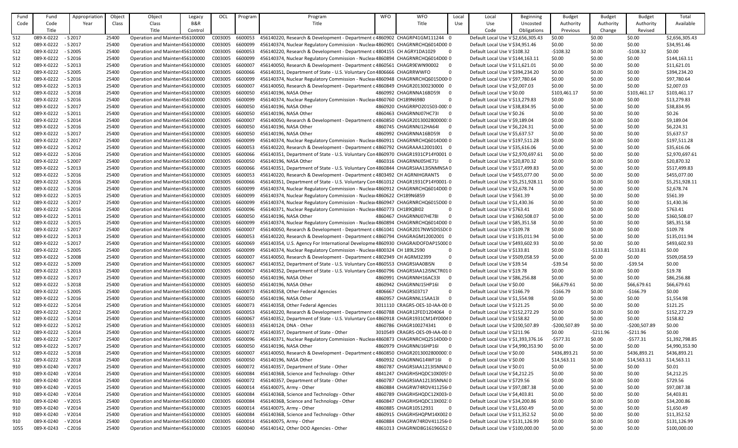| Fund Code | Fund Code Title | Appropriation Year | Object Class | Object Class Title | Legacy B&R Control | OCL | Program | Program Title | WFO | WFO Title | Local Use | Local Use Code | Beginning Uncosted Obligations | Budget Authority Previous | Budget Authority Change | Budget Authority Revised | Total Available |
|---|---|---|---|---|---|---|---|---|---|---|---|---|---|---|---|---|---|
| 512 | 089-X-0222 | - S 2017 | 25400 | Operation and Mainten | 456100000 | C003005 | 6600053 | 456140220, Research & Development - Department c | 4860902 | CHAGRP41GM111244 | 0 | Default Local Use V | $2,656,305.43 | $0.00 | $0.00 | $0.00 | $2,656,305.43 |
| 512 | 089-X-0222 | - S 2017 | 25400 | Operation and Mainten | 456100000 | C003005 | 6600099 | 456140374, Nuclear Regulatory Commission - Nuclea | 4860901 | CHAGRNRCHQ6014D00 | 0 | Default Local Use V | $34,951.46 | $0.00 | $0.00 | $0.00 | $34,951.46 |
| 512 | 089-X-0222 | - S 2005 | 25400 | Operation and Mainten | 456100000 | C003005 | 6600053 | 456140220, Research & Development - Department c | 4804155 | CH AGRY1DA1029 | 0 | Default Local Use V | $108.32 | -$108.32 | $0.00 | -$108.32 | $0.00 |
| 512 | 089-X-0222 | - S 2016 | 25400 | Operation and Mainten | 456100000 | C003005 | 6600099 | 456140374, Nuclear Regulatory Commission - Nuclea | 4860894 | CHAGRNRCHQ6014D00 | 0 | Default Local Use V | $144,163.11 | $0.00 | $0.00 | $0.00 | $144,163.11 |
| 512 | 089-X-0222 | - S 2013 | 25400 | Operation and Mainten | 456100000 | C003005 | 6600007 | 456140050, Research & Development - Department c | 4860561 | CHAGR9EWN90002 | 0 | Default Local Use V | $11,621.01 | $0.00 | $0.00 | $0.00 | $11,621.01 |
| 512 | 089-X-0222 | - S 2005 | 25400 | Operation and Mainten | 456100000 | C003005 | 6600066 | 456140351, Department of State - U.S. Voluntary Con | 4806666 | CHAGRRWWFO | 0 | Default Local Use V | $394,234.20 | $0.00 | $0.00 | $0.00 | $394,234.20 |
| 512 | 089-X-0222 | - S 2016 | 25400 | Operation and Mainten | 456100000 | C003005 | 6600099 | 456140374, Nuclear Regulatory Commission - Nuclea | 4860948 | CHAGRNRCHQ6015D00 | 0 | Default Local Use V | $97,780.64 | $0.00 | $0.00 | $0.00 | $97,780.64 |
| 512 | 089-X-0222 | - S 2013 | 25400 | Operation and Mainten | 456100000 | C003005 | 6600007 | 456140050, Research & Development - Department c | 4860849 | CHAGR201300230000 | 0 | Default Local Use V | $2,007.03 | $0.00 | $0.00 | $0.00 | $2,007.03 |
| 512 | 089-X-0222 | - S 2018 | 25400 | Operation and Mainten | 456100000 | C003005 | 6600050 | 456140196, NASA Other | 4860992 | CHAGRNNA16BD59I | 0 | Default Local Use V | $0.00 | $103,461.17 | $0.00 | $103,461.17 | $103,461.17 |
| 512 | 089-X-0222 | - S 2016 | 25400 | Operation and Mainten | 456100000 | C003005 | 6600099 | 456140374, Nuclear Regulatory Commission - Nuclea | 4860760 | CH189N6980 | 0 | Default Local Use V | $13,279.83 | $0.00 | $0.00 | $0.00 | $13,279.83 |
| 512 | 089-X-0222 | - S 2017 | 25400 | Operation and Mainten | 456100000 | C003005 | 6600050 | 456140196, NASA Other | 4860920 | CHAGRRPO201503-000 | 0 | Default Local Use V | $38,834.95 | $0.00 | $0.00 | $0.00 | $38,834.95 |
| 512 | 089-X-0222 | - S 2011 | 25400 | Operation and Mainten | 456100000 | C003005 | 6600050 | 456140196, NASA Other | 4860463 | CHAGRNNJ07HC73I | 0 | Default Local Use V | $0.26 | $0.00 | $0.00 | $0.00 | $0.26 |
| 512 | 089-X-0222 | - S 2014 | 25400 | Operation and Mainten | 456100000 | C003005 | 6600007 | 456140050, Research & Development - Department c | 4860850 | CHAGR2013002800000 | 0 | Default Local Use V | $9,189.04 | $0.00 | $0.00 | $0.00 | $9,189.04 |
| 512 | 089-X-0222 | - S 2016 | 25400 | Operation and Mainten | 456100000 | C003005 | 6600050 | 456140196, NASA Other | 4860745 | CHAGRNNJ12HA64I | 0 | Default Local Use V | $6,224.31 | $0.00 | $0.00 | $0.00 | $6,224.31 |
| 512 | 089-X-0222 | - S 2017 | 25400 | Operation and Mainten | 456100000 | C003005 | 6600050 | 456140196, NASA Other | 4860992 | CHAGRNNA16BD59I | 0 | Default Local Use V | $5,637.57 | $0.00 | $0.00 | $0.00 | $5,637.57 |
| 512 | 089-X-0222 | - S 2017 | 25400 | Operation and Mainten | 456100000 | C003005 | 6600099 | 456140374, Nuclear Regulatory Commission - Nuclea | 4860911 | CHAGRNRCHQ6014D00 | 0 | Default Local Use V | $197,511.28 | $0.00 | $0.00 | $0.00 | $197,511.28 |
| 512 | 089-X-0222 | - S 2012 | 25400 | Operation and Mainten | 456100000 | C003005 | 6600053 | 456140220, Research & Development - Department c | 4860792 | CHAGRAAA12001001 | 0 | Default Local Use V | $35,616.06 | $0.00 | $0.00 | $0.00 | $35,616.06 |
| 512 | 089-X-0222 | - S 2016 | 25400 | Operation and Mainten | 456100000 | C003005 | 6600066 | 456140351, Department of State - U.S. Voluntary Con | 4860970 | CHAGR1931CP14Y0001 | 0 | Default Local Use V | $2,970,697.61 | $0.00 | $0.00 | $0.00 | $2,970,697.61 |
| 512 | 089-X-0222 | - S 2007 | 25400 | Operation and Mainten | 456100000 | C003005 | 6600050 | 456140196, NASA Other | 4860316 | CHAGRNNJ05HE71I | 0 | Default Local Use V | $20,870.32 | $0.00 | $0.00 | $0.00 | $20,870.32 |
| 512 | 089-X-0222 | - S 2013 | 25400 | Operation and Mainten | 456100000 | C003005 | 6600066 | 456140351, Department of State - U.S. Voluntary Con | 4860844 | CHAGRSIAA13ISNMNSA | 0 | Default Local Use V | $517,499.83 | $0.00 | $0.00 | $0.00 | $517,499.83 |
| 512 | 089-X-0222 | - S 2016 | 25400 | Operation and Mainten | 456100000 | C003005 | 6600053 | 456140220, Research & Development - Department c | 4803492 | CH AGRNIHGRANTS | 0 | Default Local Use V | $455,077.00 | $0.00 | $0.00 | $0.00 | $455,077.00 |
| 512 | 089-X-0222 | - S 2016 | 25400 | Operation and Mainten | 456100000 | C003005 | 6600066 | 456140351, Department of State - U.S. Voluntary Con | 4861012 | CHAGR1931CP14Y0001- | 0 | Default Local Use V | $5,251,928.11 | $0.00 | $0.00 | $0.00 | $5,251,928.11 |
| 512 | 089-X-0222 | - S 2016 | 25400 | Operation and Mainten | 456100000 | C003005 | 6600099 | 456140374, Nuclear Regulatory Commission - Nuclea | 4860912 | CHAGRNRCHQ6014D00 | 0 | Default Local Use V | $2,678.74 | $0.00 | $0.00 | $0.00 | $2,678.74 |
| 512 | 089-X-0222 | - S 2015 | 25400 | Operation and Mainten | 456100000 | C003005 | 6600099 | 456140374, Nuclear Regulatory Commission - Nuclea | 4860622 | CH189N6859 | 0 | Default Local Use V | $561.39 | $0.00 | $0.00 | $0.00 | $561.39 |
| 512 | 089-X-0222 | - S 2017 | 25400 | Operation and Mainten | 456100000 | C003005 | 6600099 | 456140374, Nuclear Regulatory Commission - Nuclea | 4860947 | CHAGRNRCHQ6015D00 | 0 | Default Local Use V | $1,430.36 | $0.00 | $0.00 | $0.00 | $1,430.36 |
| 512 | 089-X-0222 | - S 2016 | 25400 | Operation and Mainten | 456100000 | C003005 | 6600096 | 456140371, Nuclear Regulatory Commission - Nuclea | 4860773 | CH189QBI02 | 0 | Default Local Use V | $763.41 | $0.00 | $0.00 | $0.00 | $763.41 |
| 512 | 089-X-0222 | - S 2011 | 25400 | Operation and Mainten | 456100000 | C003005 | 6600050 | 456140196, NASA Other | 4860467 | CHAGRNNJ07HE78I | 0 | Default Local Use V | $360,508.07 | $0.00 | $0.00 | $0.00 | $360,508.07 |
| 512 | 089-X-0222 | - S 2015 | 25400 | Operation and Mainten | 456100000 | C003005 | 6600099 | 456140374, Nuclear Regulatory Commission - Nuclea | 4860894 | CHAGRNRCHQ6014D00 | 0 | Default Local Use V | $85,351.58 | $0.00 | $0.00 | $0.00 | $85,351.58 |
| 512 | 089-X-0222 | - S 2017 | 25400 | Operation and Mainten | 456100000 | C003005 | 6600007 | 456140050, Research & Development - Department c | 4861041 | CHAGR2017NWSDISSD | 0 | Default Local Use V | $109.78 | $0.00 | $0.00 | $0.00 | $109.78 |
| 512 | 089-X-0222 | - S 2013 | 25400 | Operation and Mainten | 456100000 | C003005 | 6600053 | 456140220, Research & Development - Department c | 4860794 | CHAGRAGM12002001 | 0 | Default Local Use V | $135,011.94 | $0.00 | $0.00 | $0.00 | $135,011.94 |
| 512 | 089-X-0222 | - S 2017 | 25400 | Operation and Mainten | 456100000 | C003005 | 6600069 | 456140354, U.S. Agency For International Developme | 4860930 | CHAGRAIDOFDAP15000 | 0 | Default Local Use V | $493,602.93 | $0.00 | $0.00 | $0.00 | $493,602.93 |
| 512 | 089-X-0222 | - S 2005 | 25400 | Operation and Mainten | 456100000 | C003005 | 6600099 | 456140374, Nuclear Regulatory Commission - Nuclea | 4800324 | CH 189L2590 | 0 | Default Local Use V | $133.81 | $0.00 | -$133.81 | -$133.81 | $0.00 |
| 512 | 089-X-0222 | - S 2008 | 25400 | Operation and Mainten | 456100000 | C003005 | 6600007 | 456140050, Research & Development - Department c | 4802949 | CH AGRM32399 | 0 | Default Local Use V | $509,058.59 | $0.00 | $0.00 | $0.00 | $509,058.59 |
| 512 | 089-X-0222 | - S 2009 | 25400 | Operation and Mainten | 456100000 | C003005 | 6600067 | 456140352, Department of State - U.S. Voluntary Con | 4860553 | CHAGRSIAA08ISN | 0 | Default Local Use V | $39.54 | -$39.54 | $0.00 | -$39.54 | $0.00 |
| 512 | 089-X-0222 | - S 2013 | 25400 | Operation and Mainten | 456100000 | C003005 | 6600067 | 456140352, Department of State - U.S. Voluntary Con | 4860796 | CHAGRSIAA12ISNCTR01 | 0 | Default Local Use V | $19.78 | $0.00 | $0.00 | $0.00 | $19.78 |
| 512 | 089-X-0222 | - S 2017 | 25400 | Operation and Mainten | 456100000 | C003005 | 6600050 | 456140196, NASA Other | 4860991 | CHAGRNNH16AC33I | 0 | Default Local Use V | $86,256.88 | $0.00 | $0.00 | $0.00 | $86,256.88 |
| 512 | 089-X-0222 | - S 2018 | 25400 | Operation and Mainten | 456100000 | C003005 | 6600050 | 456140196, NASA Other | 4860942 | CHAGRNNJ15HP16I | 0 | Default Local Use V | $0.00 | $66,679.61 | $0.00 | $66,679.61 | $66,679.61 |
| 512 | 089-X-0222 | - S 2005 | 25400 | Operation and Mainten | 456100000 | C003005 | 6600073 | 456140358, Other Federal Agencies | 4806667 | CHAGRS03717 | 0 | Default Local Use V | $166.79 | -$166.79 | $0.00 | -$166.79 | $0.00 |
| 512 | 089-X-0222 | - S 2016 | 25400 | Operation and Mainten | 456100000 | C003005 | 6600050 | 456140196, NASA Other | 4860957 | CHAGRNNL15AA13I | 0 | Default Local Use V | $1,554.98 | $0.00 | $0.00 | $0.00 | $1,554.98 |
| 512 | 089-X-0222 | - S 2014 | 25400 | Operation and Mainten | 456100000 | C003005 | 6600073 | 456140358, Other Federal Agencies | 3011110 | CRAGRS-OES-10-IAA-00 | 0 | Default Local Use V | $121.25 | $0.00 | $0.00 | $0.00 | $121.25 |
| 512 | 089-X-0222 | - S 2012 | 25400 | Operation and Mainten | 456100000 | C003005 | 6600053 | 456140220, Research & Development - Department c | 4860788 | CHAGR12FED1204064 | 0 | Default Local Use V | $152,272.29 | $0.00 | $0.00 | $0.00 | $152,272.29 |
| 512 | 089-X-0222 | - S 2014 | 25400 | Operation and Mainten | 456100000 | C003005 | 6600067 | 456140352, Department of State - U.S. Voluntary Con | 4860918 | CHAGR1931CM14Y0004 | 0 | Default Local Use V | $158.82 | $0.00 | $0.00 | $0.00 | $158.82 |
| 512 | 089-X-0222 | - S 2012 | 25400 | Operation and Mainten | 456100000 | C003005 | 6600033 | 456140124, DNA - Other | 4860786 | CHAGR100274341 | 0 | Default Local Use V | $200,507.89 | -$200,507.89 | $0.00 | -$200,507.89 | $0.00 |
| 512 | 089-X-0222 | - S 2014 | 25400 | Operation and Mainten | 456100000 | C003005 | 6600072 | 456140357, Department of State - Other | 3010549 | CRAGRS-OES-09-IAA-00 | 0 | Default Local Use V | $211.96 | $0.00 | -$211.96 | -$211.96 | $0.00 |
| 512 | 089-X-0222 | - S 2017 | 25400 | Operation and Mainten | 456100000 | C003005 | 6600096 | 456140371, Nuclear Regulatory Commission - Nuclea | 4860873 | CHAGRNRCHQ2514D00 | 0 | Default Local Use V | $1,393,376.16 | -$577.31 | $0.00 | -$577.31 | $1,392,798.85 |
| 512 | 089-X-0222 | - S 2017 | 25400 | Operation and Mainten | 456100000 | C003005 | 6600050 | 456140196, NASA Other | 4860979 | CHAGRNNJ16HP16I | 0 | Default Local Use V | $4,990,353.90 | $0.00 | $0.00 | $0.00 | $4,990,353.90 |
| 512 | 089-X-0222 | - S 2018 | 25400 | Operation and Mainten | 456100000 | C003005 | 6600007 | 456140050, Research & Development - Department c | 4860850 | CHAGR2013002800000 | 0 | Default Local Use V | $0.00 | $436,893.21 | $0.00 | $436,893.21 | $436,893.21 |
| 512 | 089-X-0222 | - S 2018 | 25400 | Operation and Mainten | 456100000 | C003005 | 6600050 | 456140196, NASA Other | 4860932 | CHAGRNNG14WF16I | 0 | Default Local Use V | $0.00 | $14,563.11 | $0.00 | $14,563.11 | $14,563.11 |
| 910 | 089-X-0240 | - V 2017 | 25400 | Operation and Mainten | 456100000 | C003005 | 6600072 | 456140357, Department of State - Other | 4860787 | CHAGRSIAA1213ISNNA | 0 | Default Local Use V | $0.01 | $0.00 | $0.00 | $0.00 | $0.01 |
| 910 | 089-X-0240 | - V 2014 | 25400 | Operation and Mainten | 456100000 | C003005 | 6600084 | 456140368, Science and Technology - Other | 4841247 | CHAGRHSHQDC10X005 | 0 | Default Local Use V | $4,212.25 | $0.00 | $0.00 | $0.00 | $4,212.25 |
| 910 | 089-X-0240 | - V 2014 | 25400 | Operation and Mainten | 456100000 | C003005 | 6600072 | 456140357, Department of State - Other | 4860787 | CHAGRSIAA1213ISNNA | 0 | Default Local Use V | $729.56 | $0.00 | $0.00 | $0.00 | $729.56 |
| 910 | 089-X-0240 | - V 2015 | 25400 | Operation and Mainten | 456100000 | C003005 | 6600014 | 456140075, Army - Other | 4860884 | CHAGRW74RDV411256 | 0 | Default Local Use V | $97,087.38 | $0.00 | $0.00 | $0.00 | $97,087.38 |
| 910 | 089-X-0240 | - V 2014 | 25400 | Operation and Mainten | 456100000 | C003005 | 6600084 | 456140368, Science and Technology - Other | 4860789 | CHAGRHSHQDC12X003 | 0 | Default Local Use V | $4,403.81 | $0.00 | $0.00 | $0.00 | $4,403.81 |
| 910 | 089-X-0240 | - V 2015 | 25400 | Operation and Mainten | 456100000 | C003005 | 6600084 | 456140368, Science and Technology - Other | 4860847 | CHAGRHSHQDC13X002 | 0 | Default Local Use V | $34,200.86 | $0.00 | $0.00 | $0.00 | $34,200.86 |
| 910 | 089-X-0240 | - V 2014 | 25400 | Operation and Mainten | 456100000 | C003005 | 6600014 | 456140075, Army - Other | 4860885 | CHAGR10512931 | 0 | Default Local Use V | $1,650.49 | $0.00 | $0.00 | $0.00 | $1,650.49 |
| 910 | 089-X-0240 | - V 2014 | 25400 | Operation and Mainten | 456100000 | C003005 | 6600084 | 456140368, Science and Technology - Other | 4860915 | CHAGRHSHQPM14X002 | 0 | Default Local Use V | $11,352.52 | $0.00 | $0.00 | $0.00 | $11,352.52 |
| 910 | 089-X-0240 | - V 2014 | 25400 | Operation and Mainten | 456100000 | C003005 | 6600014 | 456140075, Army - Other | 4860884 | CHAGRW74RDV411256 | 0 | Default Local Use V | $131,126.99 | $0.00 | $0.00 | $0.00 | $131,126.99 |
| 1055 | 089-X-0243 | - C 2016 | 25400 | Operation and Mainten | 456100000 | C003005 | 6600040 | 456140142, Other DOD Agencies - Other | 4861013 | CHAGRNID8G16196GS2 | 0 | Default Local Use V | $100,000.00 | $0.00 | $0.00 | $0.00 | $100,000.00 |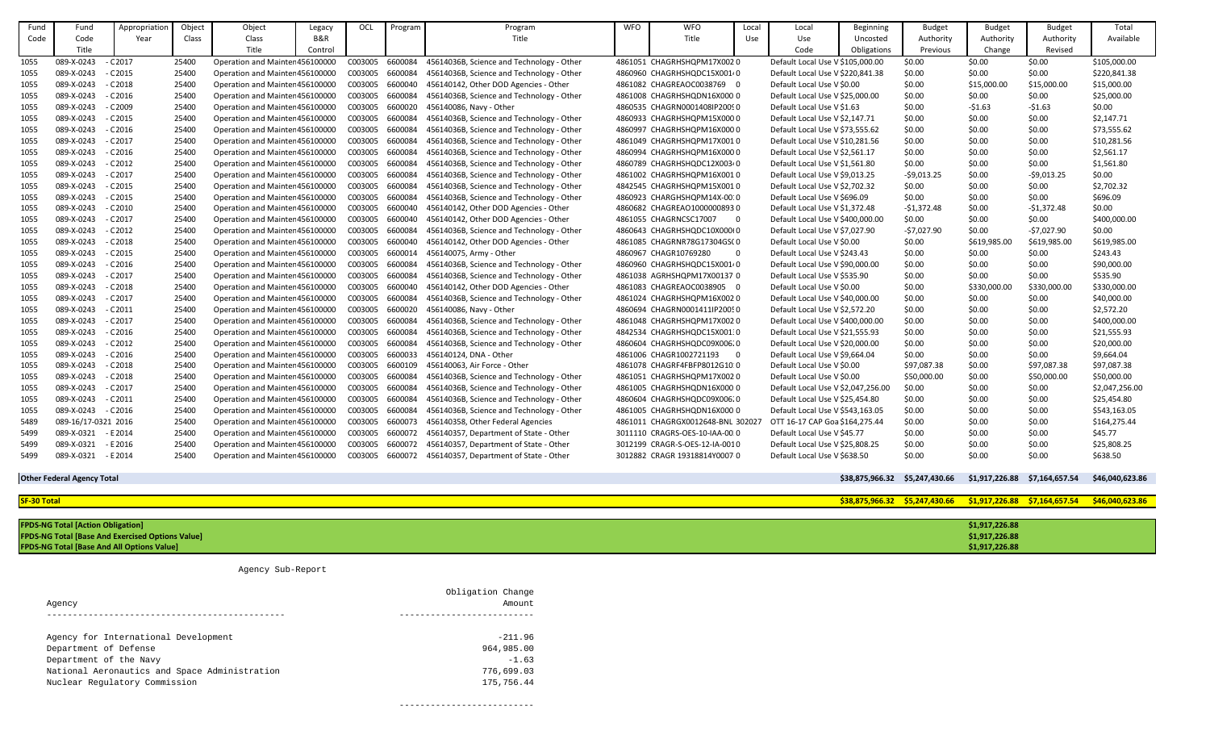| Fund Code | Fund Code Title | Appropriation Year | Object Class | Object Class Title | Legacy B&R Control | OCL | Program | Program Title | WFO | WFO Title | Local Use | Local Use Code | Beginning Uncosted Obligations | Budget Authority Previous | Budget Authority Change | Budget Authority Revised | Total Available |
|---|---|---|---|---|---|---|---|---|---|---|---|---|---|---|---|---|---|
| 1055 | 089-X-0243 | - C2017 | 25400 | Operation and Mainten | 456100000 | C003005 | 6600084 | 456140368, Science and Technology - Other | 4861051 | CHAGRHSHQPM17X002 | 0 | Default Local Use V | $105,000.00 | $0.00 | $0.00 | $0.00 | $105,000.00 |
| 1055 | 089-X-0243 | - C2015 | 25400 | Operation and Mainten | 456100000 | C003005 | 6600084 | 456140368, Science and Technology - Other | 4860960 | CHAGRHSHQDC15X001 | 0 | Default Local Use V | $220,841.38 | $0.00 | $0.00 | $0.00 | $220,841.38 |
| 1055 | 089-X-0243 | - C2018 | 25400 | Operation and Mainten | 456100000 | C003005 | 6600040 | 456140142, Other DOD Agencies - Other | 4861082 | CHAGREAOC0038769 | 0 | Default Local Use V | $0.00 | $0.00 | $15,000.00 | $15,000.00 | $15,000.00 |
| 1055 | 089-X-0243 | - C2016 | 25400 | Operation and Mainten | 456100000 | C003005 | 6600084 | 456140368, Science and Technology - Other | 4861008 | CHAGRHSHQDN16X000 | 0 | Default Local Use V | $25,000.00 | $0.00 | $0.00 | $0.00 | $25,000.00 |
| 1055 | 089-X-0243 | - C2009 | 25400 | Operation and Mainten | 456100000 | C003005 | 6600020 | 456140086, Navy - Other | 4860535 | CHAGRN0001408IP200 | 0 | Default Local Use V | $1.63 | $0.00 | -$1.63 | -$1.63 | $0.00 |
| 1055 | 089-X-0243 | - C2015 | 25400 | Operation and Mainten | 456100000 | C003005 | 6600084 | 456140368, Science and Technology - Other | 4860933 | CHAGRHSHQPM15X000 | 0 | Default Local Use V | $2,147.71 | $0.00 | $0.00 | $0.00 | $2,147.71 |
| 1055 | 089-X-0243 | - C2016 | 25400 | Operation and Mainten | 456100000 | C003005 | 6600084 | 456140368, Science and Technology - Other | 4860997 | CHAGRHSHQPM16X000 | 0 | Default Local Use V | $73,555.62 | $0.00 | $0.00 | $0.00 | $73,555.62 |
| 1055 | 089-X-0243 | - C2017 | 25400 | Operation and Mainten | 456100000 | C003005 | 6600084 | 456140368, Science and Technology - Other | 4861049 | CHAGRHSHQPM17X001 | 0 | Default Local Use V | $10,281.56 | $0.00 | $0.00 | $0.00 | $10,281.56 |
| 1055 | 089-X-0243 | - C2016 | 25400 | Operation and Mainten | 456100000 | C003005 | 6600084 | 456140368, Science and Technology - Other | 4860994 | CHAGRHSHQPM16X000 | 0 | Default Local Use V | $2,561.17 | $0.00 | $0.00 | $0.00 | $2,561.17 |
| 1055 | 089-X-0243 | - C2012 | 25400 | Operation and Mainten | 456100000 | C003005 | 6600084 | 456140368, Science and Technology - Other | 4860789 | CHAGRHSHQDC12X003 | 0 | Default Local Use V | $1,561.80 | $0.00 | $0.00 | $0.00 | $1,561.80 |
| 1055 | 089-X-0243 | - C2017 | 25400 | Operation and Mainten | 456100000 | C003005 | 6600084 | 456140368, Science and Technology - Other | 4861002 | CHAGRHSHQPM16X001 | 0 | Default Local Use V | $9,013.25 | -$9,013.25 | $0.00 | -$9,013.25 | $0.00 |
| 1055 | 089-X-0243 | - C2015 | 25400 | Operation and Mainten | 456100000 | C003005 | 6600084 | 456140368, Science and Technology - Other | 4842545 | CHAGRHSHQPM15X001 | 0 | Default Local Use V | $2,702.32 | $0.00 | $0.00 | $0.00 | $2,702.32 |
| 1055 | 089-X-0243 | - C2015 | 25400 | Operation and Mainten | 456100000 | C003005 | 6600084 | 456140368, Science and Technology - Other | 4860923 | CHARGHSHQPM14X-00 | 0 | Default Local Use V | $696.09 | $0.00 | $0.00 | $0.00 | $696.09 |
| 1055 | 089-X-0243 | - C2010 | 25400 | Operation and Mainten | 456100000 | C003005 | 6600040 | 456140142, Other DOD Agencies - Other | 4860682 | CHAGREAO1000000893 | 0 | Default Local Use V | $1,372.48 | -$1,372.48 | $0.00 | -$1,372.48 | $0.00 |
| 1055 | 089-X-0243 | - C2017 | 25400 | Operation and Mainten | 456100000 | C003005 | 6600040 | 456140142, Other DOD Agencies - Other | 4861055 | CHAGRNCSC17007 | 0 | Default Local Use V | $400,000.00 | $0.00 | $0.00 | $0.00 | $400,000.00 |
| 1055 | 089-X-0243 | - C2012 | 25400 | Operation and Mainten | 456100000 | C003005 | 6600084 | 456140368, Science and Technology - Other | 4860643 | CHAGRHSHQDC10X000 | 0 | Default Local Use V | $7,027.90 | -$7,027.90 | $0.00 | -$7,027.90 | $0.00 |
| 1055 | 089-X-0243 | - C2018 | 25400 | Operation and Mainten | 456100000 | C003005 | 6600040 | 456140142, Other DOD Agencies - Other | 4861085 | CHAGRNR78G17304GS | 0 | Default Local Use V | $0.00 | $0.00 | $619,985.00 | $619,985.00 | $619,985.00 |
| 1055 | 089-X-0243 | - C2015 | 25400 | Operation and Mainten | 456100000 | C003005 | 6600014 | 456140075, Army - Other | 4860967 | CHAGR10769280 | 0 | Default Local Use V | $243.43 | $0.00 | $0.00 | $0.00 | $243.43 |
| 1055 | 089-X-0243 | - C2016 | 25400 | Operation and Mainten | 456100000 | C003005 | 6600084 | 456140368, Science and Technology - Other | 4860960 | CHAGRHSHQDC15X001 | 0 | Default Local Use V | $90,000.00 | $0.00 | $0.00 | $0.00 | $90,000.00 |
| 1055 | 089-X-0243 | - C2017 | 25400 | Operation and Mainten | 456100000 | C003005 | 6600084 | 456140368, Science and Technology - Other | 4861038 | AGRHSHQPM17X00137 | 0 | Default Local Use V | $535.90 | $0.00 | $0.00 | $0.00 | $535.90 |
| 1055 | 089-X-0243 | - C2018 | 25400 | Operation and Mainten | 456100000 | C003005 | 6600040 | 456140142, Other DOD Agencies - Other | 4861083 | CHAGREAOC0038905 | 0 | Default Local Use V | $0.00 | $0.00 | $330,000.00 | $330,000.00 | $330,000.00 |
| 1055 | 089-X-0243 | - C2017 | 25400 | Operation and Mainten | 456100000 | C003005 | 6600084 | 456140368, Science and Technology - Other | 4861024 | CHAGRHSHQPM16X002 | 0 | Default Local Use V | $40,000.00 | $0.00 | $0.00 | $0.00 | $40,000.00 |
| 1055 | 089-X-0243 | - C2011 | 25400 | Operation and Mainten | 456100000 | C003005 | 6600020 | 456140086, Navy - Other | 4860694 | CHAGRN0001411IP200 | 0 | Default Local Use V | $2,572.20 | $0.00 | $0.00 | $0.00 | $2,572.20 |
| 1055 | 089-X-0243 | - C2017 | 25400 | Operation and Mainten | 456100000 | C003005 | 6600084 | 456140368, Science and Technology - Other | 4861048 | CHAGRHSHQPM17X002 | 0 | Default Local Use V | $400,000.00 | $0.00 | $0.00 | $0.00 | $400,000.00 |
| 1055 | 089-X-0243 | - C2016 | 25400 | Operation and Mainten | 456100000 | C003005 | 6600084 | 456140368, Science and Technology - Other | 4842534 | CHAGRHSHQDC15X001 | 0 | Default Local Use V | $21,555.93 | $0.00 | $0.00 | $0.00 | $21,555.93 |
| 1055 | 089-X-0243 | - C2012 | 25400 | Operation and Mainten | 456100000 | C003005 | 6600084 | 456140368, Science and Technology - Other | 4860604 | CHAGRHSHQDC09X006 | 0 | Default Local Use V | $20,000.00 | $0.00 | $0.00 | $0.00 | $20,000.00 |
| 1055 | 089-X-0243 | - C2016 | 25400 | Operation and Mainten | 456100000 | C003005 | 6600033 | 456140124, DNA - Other | 4861006 | CHAGR1002721193 | 0 | Default Local Use V | $9,664.04 | $0.00 | $0.00 | $0.00 | $9,664.04 |
| 1055 | 089-X-0243 | - C2018 | 25400 | Operation and Mainten | 456100000 | C003005 | 6600109 | 456140063, Air Force - Other | 4861078 | CHAGRF4FBFP8012G10 | 0 | Default Local Use V | $0.00 | $97,087.38 | $0.00 | $97,087.38 | $97,087.38 |
| 1055 | 089-X-0243 | - C2018 | 25400 | Operation and Mainten | 456100000 | C003005 | 6600084 | 456140368, Science and Technology - Other | 4861051 | CHAGRHSHQPM17X002 | 0 | Default Local Use V | $0.00 | $50,000.00 | $0.00 | $50,000.00 | $50,000.00 |
| 1055 | 089-X-0243 | - C2017 | 25400 | Operation and Mainten | 456100000 | C003005 | 6600084 | 456140368, Science and Technology - Other | 4861005 | CHAGRHSHQDN16X000 | 0 | Default Local Use V | $2,047,256.00 | $0.00 | $0.00 | $0.00 | $2,047,256.00 |
| 1055 | 089-X-0243 | - C2011 | 25400 | Operation and Mainten | 456100000 | C003005 | 6600084 | 456140368, Science and Technology - Other | 4860604 | CHAGRHSHQDC09X006 | 0 | Default Local Use V | $25,454.80 | $0.00 | $0.00 | $0.00 | $25,454.80 |
| 1055 | 089-X-0243 | - C2016 | 25400 | Operation and Mainten | 456100000 | C003005 | 6600084 | 456140368, Science and Technology - Other | 4861005 | CHAGRHSHQDN16X000 | 0 | Default Local Use V | $543,163.05 | $0.00 | $0.00 | $0.00 | $543,163.05 |
| 5489 | 089-16/17-0321 | 2016 | 25400 | Operation and Mainten | 456100000 | C003005 | 6600073 | 456140358, Other Federal Agencies | 4861011 | CHAGRGX0012648-BNL | 302027 | OTT 16-17 CAP Goa | $164,275.44 | $0.00 | $0.00 | $0.00 | $164,275.44 |
| 5499 | 089-X-0321 | - E2014 | 25400 | Operation and Mainten | 456100000 | C003005 | 6600072 | 456140357, Department of State - Other | 3011110 | CRAGRS-OES-10-IAA-00 | 0 | Default Local Use V | $45.77 | $0.00 | $0.00 | $0.00 | $45.77 |
| 5499 | 089-X-0321 | - E2016 | 25400 | Operation and Mainten | 456100000 | C003005 | 6600072 | 456140357, Department of State - Other | 3012199 | CRAGR-S-OES-12-IA-001 | 0 | Default Local Use V | $25,808.25 | $0.00 | $0.00 | $0.00 | $25,808.25 |
| 5499 | 089-X-0321 | - E2014 | 25400 | Operation and Mainten | 456100000 | C003005 | 6600072 | 456140357, Department of State - Other | 3012882 | CRAGR 19318814Y0007 | 0 | Default Local Use V | $638.50 | $0.00 | $0.00 | $0.00 | $638.50 |
| **Other Federal Agency Total** | | | | | | | | | | | | | **$38,875,966.32** | **$5,247,430.66** | **$1,917,226.88** | **$7,164,657.54** | **$46,040,623.86** |
| **SF-30 Total** | | | | | | | | | | | | | **$38,875,966.32** | **$5,247,430.66** | **$1,917,226.88** | **$7,164,657.54** | **$46,040,623.86** |
| **FPDS-NG Total [Action Obligation]** | | | | | | | | | | | | | | | $1,917,226.88 | | |
| **FPDS-NG Total [Base And Exercised Options Value]** | | | | | | | | | | | | | | | $1,917,226.88 | | |
| **FPDS-NG Total [Base And All Options Value]** | | | | | | | | | | | | | | | $1,917,226.88 | | |

Agency Sub-Report

| Agency | Obligation Change Amount |
|---|---|
| Agency for International Development | -211.96 |
| Department of Defense | 964,985.00 |
| Department of the Navy | -1.63 |
| National Aeronautics and Space Administration | 776,699.03 |
| Nuclear Regulatory Commission | 175,756.44 |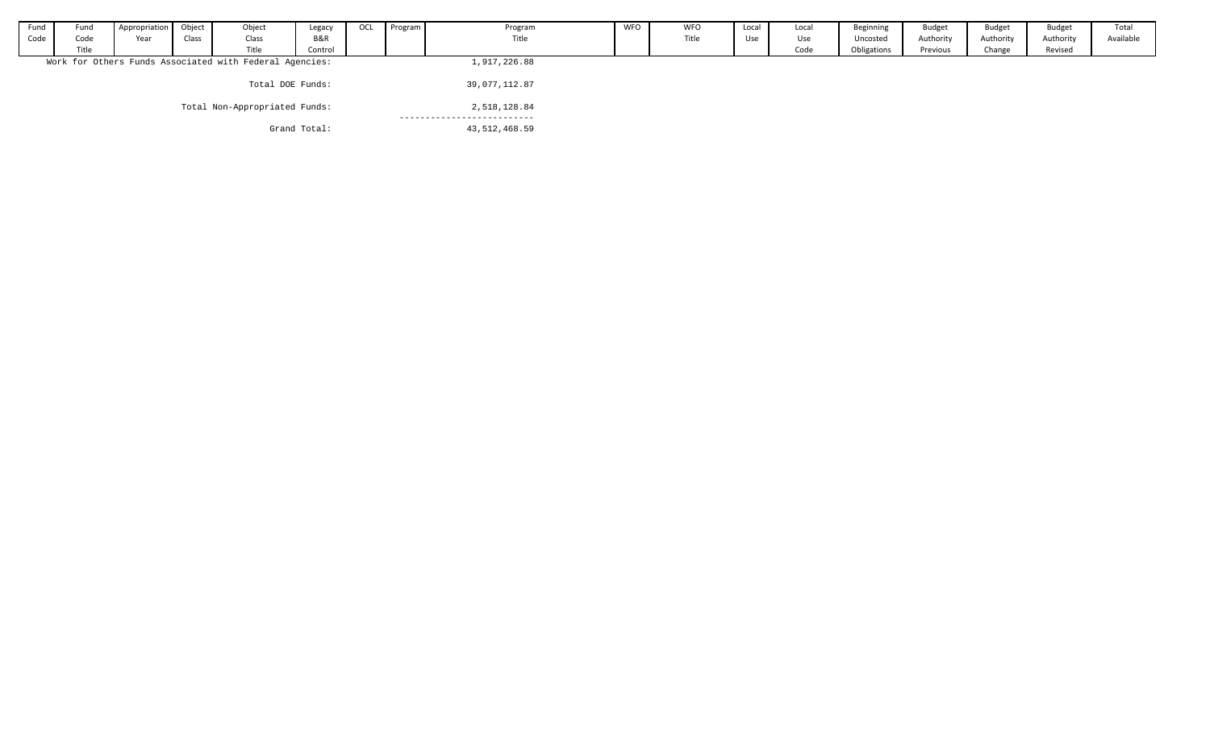| Fund Code | Fund Code Title | Appropriation Year | Object Class | Object Class Title | Legacy B&R Control | OCL | Program | Program Title | WFO | WFO Title | Local Use | Local Use Code | Beginning Uncosted Obligations | Budget Authority Previous | Budget Authority Change | Budget Authority Revised | Total Available |
|---|---|---|---|---|---|---|---|---|---|---|---|---|---|---|---|---|---|
| Work for Others Funds Associated with Federal Agencies: | | | | | | | | 1,917,226.88 | | | | | | | | | |
| Total DOE Funds: | | | | | | | | 39,077,112.87 | | | | | | | | | |
| Total Non-Appropriated Funds: | | | | | | | | 2,518,128.84 | | | | | | | | | |
| Grand Total: | | | | | | | | 43,512,468.59 | | | | | | | | | |